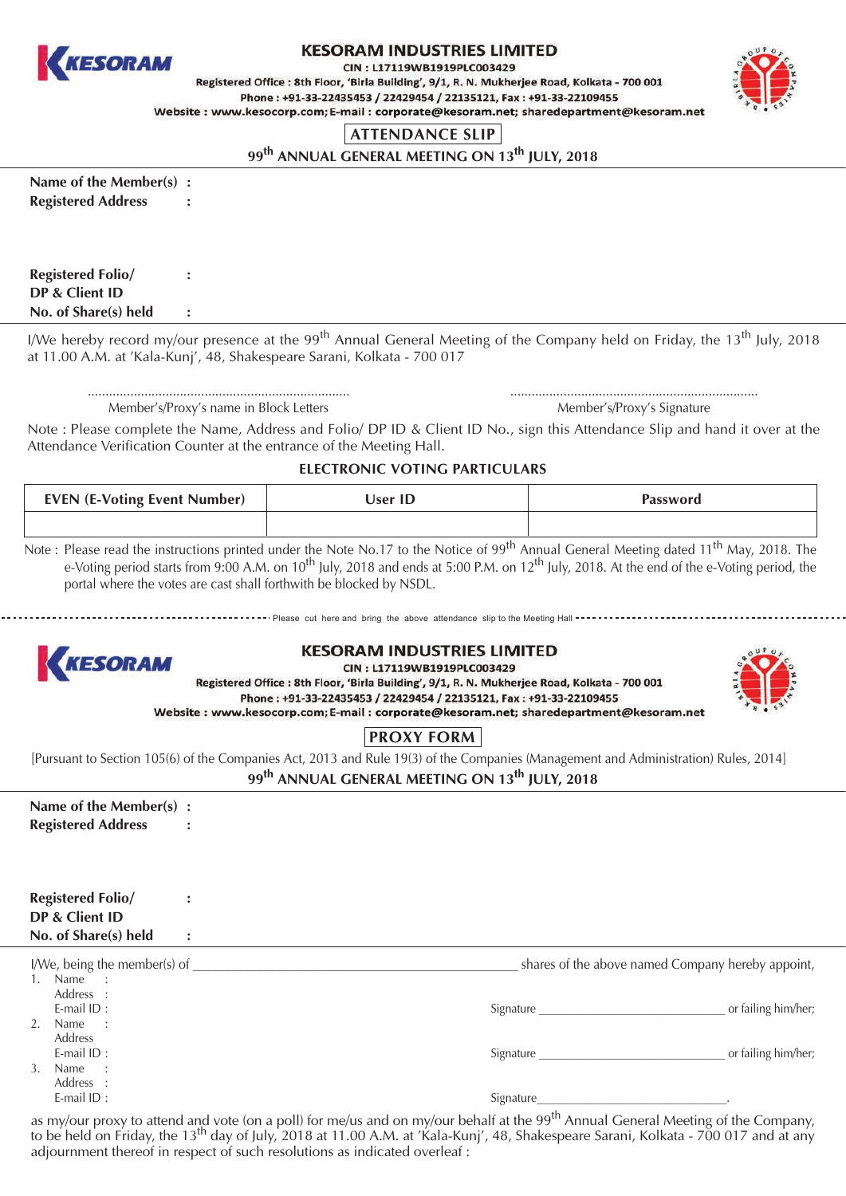**KESORAM**

## KESORAM INDUSTRIES LIMITED

CIN : L17119WB1919PLC003429

Registered Office : 8th Floor, 'Birla Building', 9/1, R. N. Mukherjee Road, Kolkata - 700 001

Phone : +91-33-22435453 / 22429454 / 22135121, Fax : +91-33-22109455

Website : www.kesocorp.com; E-mail : corporate@kesoram.net; sharedepartment@kesoram.net

### ATTENDANCE SLIP

### 99th ANNUAL GENERAL MEETING ON 13th JULY, 2018

**Name of the Member(s)** :

**Registered Address** :

**Registered Folio/ DP & Client ID** :

**No. of Share(s) held** :

I/We hereby record my/our presence at the 99th Annual General Meeting of the Company held on Friday, the 13th July, 2018 at 11.00 A.M. at 'Kala-Kunj', 48, Shakespeare Sarani, Kolkata - 700 017

.........................................................................  Member's/Proxy's name in Block Letters

.........................................................................  Member's/Proxy's Signature

Note : Please complete the Name, Address and Folio/ DP ID & Client ID No., sign this Attendance Slip and hand it over at the Attendance Verification Counter at the entrance of the Meeting Hall.

**ELECTRONIC VOTING PARTICULARS**

| EVEN (E-Voting Event Number) | User ID | Password |
|---|---|---|
| | | |

Note : Please read the instructions printed under the Note No.17 to the Notice of 99th Annual General Meeting dated 11th May, 2018. The e-Voting period starts from 9:00 A.M. on 10th July, 2018 and ends at 5:00 P.M. on 12th July, 2018. At the end of the e-Voting period, the portal where the votes are cast shall forthwith be blocked by NSDL.

Please cut here and bring the above attendance slip to the Meeting Hall

---

**KESORAM**

## KESORAM INDUSTRIES LIMITED

CIN : L17119WB1919PLC003429

Registered Office : 8th Floor, 'Birla Building', 9/1, R. N. Mukherjee Road, Kolkata - 700 001

Phone : +91-33-22435453 / 22429454 / 22135121, Fax : +91-33-22109455

Website : www.kesocorp.com; E-mail : corporate@kesoram.net; sharedepartment@kesoram.net

### PROXY FORM

[Pursuant to Section 105(6) of the Companies Act, 2013 and Rule 19(3) of the Companies (Management and Administration) Rules, 2014]

### 99th ANNUAL GENERAL MEETING ON 13th JULY, 2018

**Name of the Member(s)** :

**Registered Address** :

**Registered Folio/ DP & Client ID** :

**No. of Share(s) held** :

I/We, being the member(s) of ______________________________ shares of the above named Company hereby appoint,

1. Name :
   Address :
   E-mail ID :  Signature ______________________ or failing him/her;
2. Name :
   Address
   E-mail ID :  Signature ______________________ or failing him/her;
3. Name :
   Address :
   E-mail ID :  Signature ______________________.

as my/our proxy to attend and vote (on a poll) for me/us and on my/our behalf at the 99th Annual General Meeting of the Company, to be held on Friday, the 13th day of July, 2018 at 11.00 A.M. at 'Kala-Kunj', 48, Shakespeare Sarani, Kolkata - 700 017 and at any adjournment thereof in respect of such resolutions as indicated overleaf :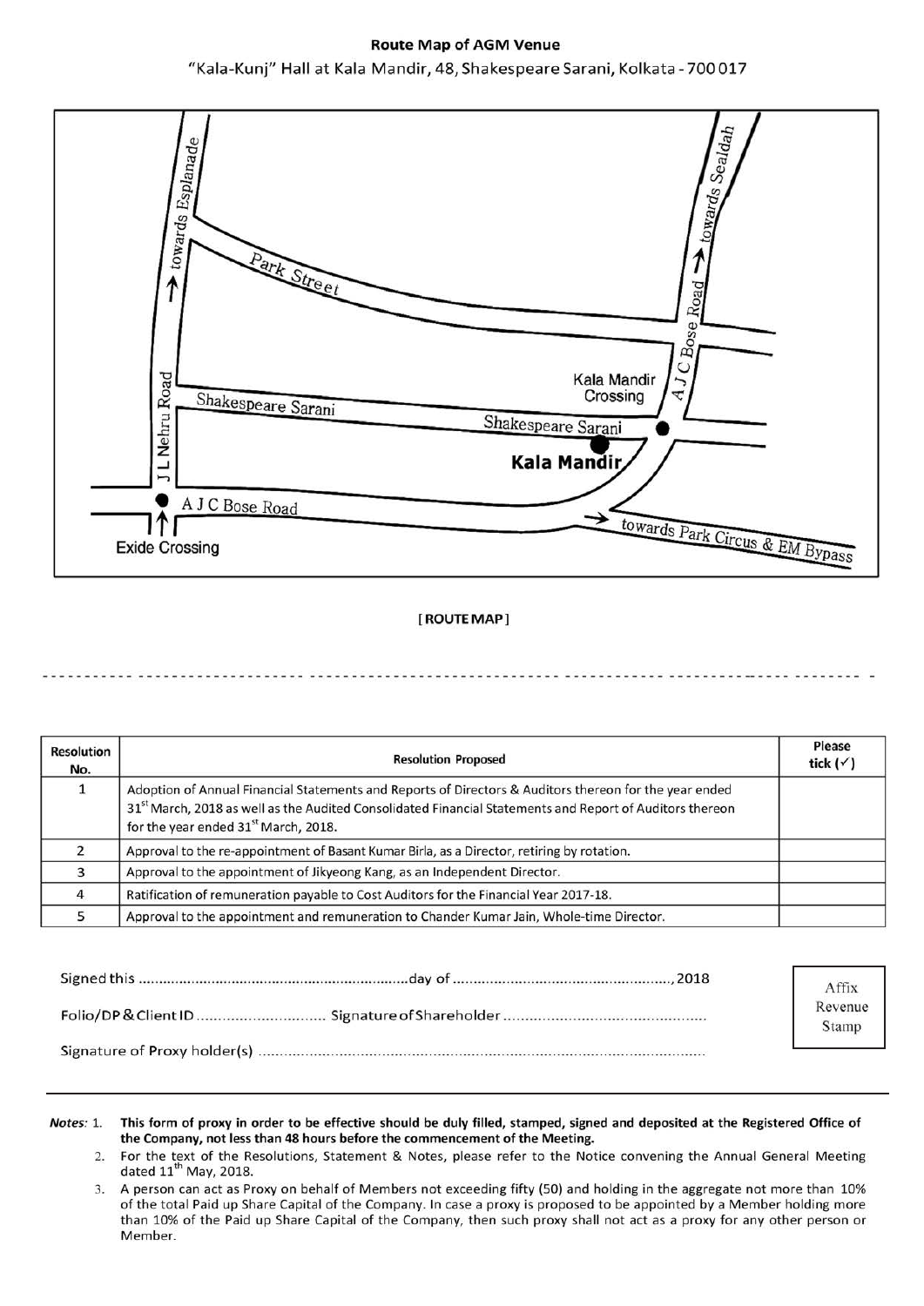**Route Map of AGM Venue**

"Kala-Kunj" Hall at Kala Mandir, 48, Shakespeare Sarani, Kolkata - 700 017

towards Esplanade

Park Street

towards Sealdah

A J C Bose Road

J L Nehru Road

Shakespeare Sarani

Kala Mandir Crossing

Shakespeare Sarani

**Kala Mandir**

A J C Bose Road

Exide Crossing

towards Park Circus & EM Bypass

**[ ROUTE MAP ]**

| Resolution No. | Resolution Proposed | Please tick (✓) |
|---|---|---|
| 1 | Adoption of Annual Financial Statements and Reports of Directors & Auditors thereon for the year ended 31st March, 2018 as well as the Audited Consolidated Financial Statements and Report of Auditors thereon for the year ended 31st March, 2018. | |
| 2 | Approval to the re-appointment of Basant Kumar Birla, as a Director, retiring by rotation. | |
| 3 | Approval to the appointment of Jikyeong Kang, as an Independent Director. | |
| 4 | Ratification of remuneration payable to Cost Auditors for the Financial Year 2017-18. | |
| 5 | Approval to the appointment and remuneration to Chander Kumar Jain, Whole-time Director. | |

Signed this .................................................................day of ....................................................., 2018

Folio/DP & Client ID ............................ Signature of Shareholder ...............................................

Signature of Proxy holder(s) ..........................................................................................................

Affix Revenue Stamp

*Notes:* 1. **This form of proxy in order to be effective should be duly filled, stamped, signed and deposited at the Registered Office of the Company, not less than 48 hours before the commencement of the Meeting.**

2. For the text of the Resolutions, Statement & Notes, please refer to the Notice convening the Annual General Meeting dated 11th May, 2018.

3. A person can act as Proxy on behalf of Members not exceeding fifty (50) and holding in the aggregate not more than 10% of the total Paid up Share Capital of the Company. In case a proxy is proposed to be appointed by a Member holding more than 10% of the Paid up Share Capital of the Company, then such proxy shall not act as a proxy for any other person or Member.